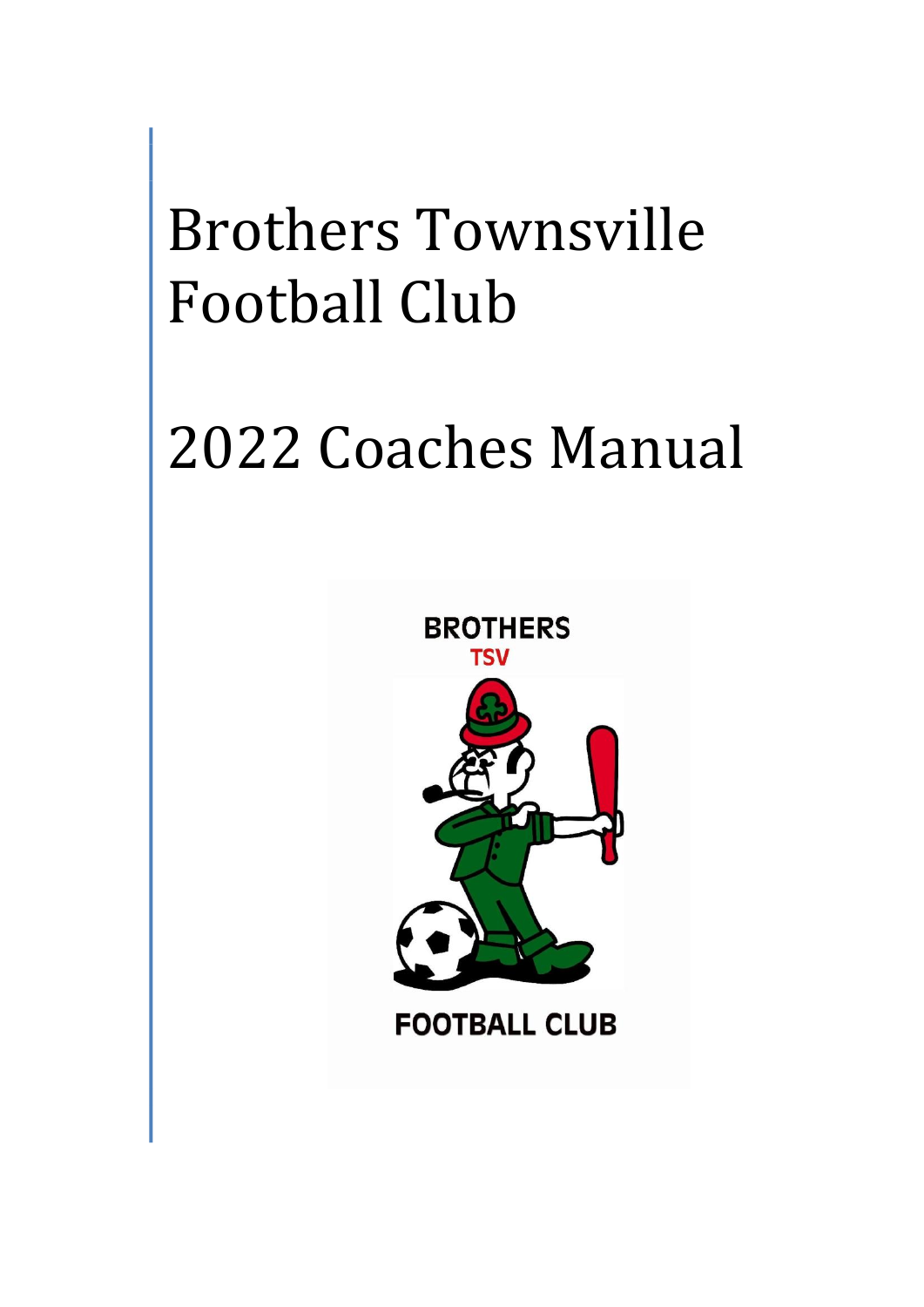# Brothers Townsville Football Club

# 2022 Coaches Manual

BROTHERS
TSV

FOOTBALL CLUB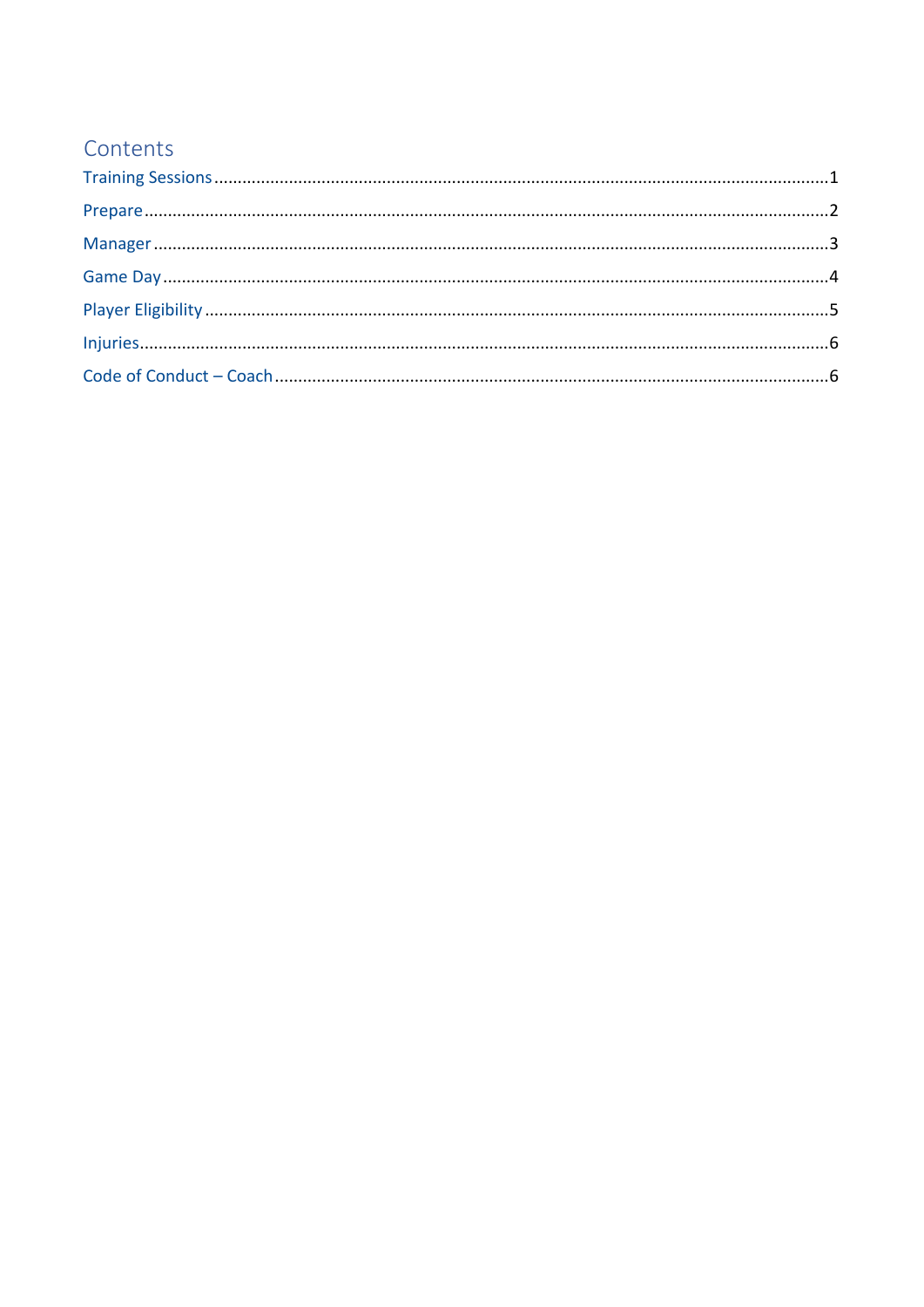# Contents

- Training Sessions ........................................................ 1
- Prepare ........................................................ 2
- Manager ........................................................ 3
- Game Day ........................................................ 4
- Player Eligibility ........................................................ 5
- Injuries ........................................................ 6
- Code of Conduct – Coach ........................................................ 6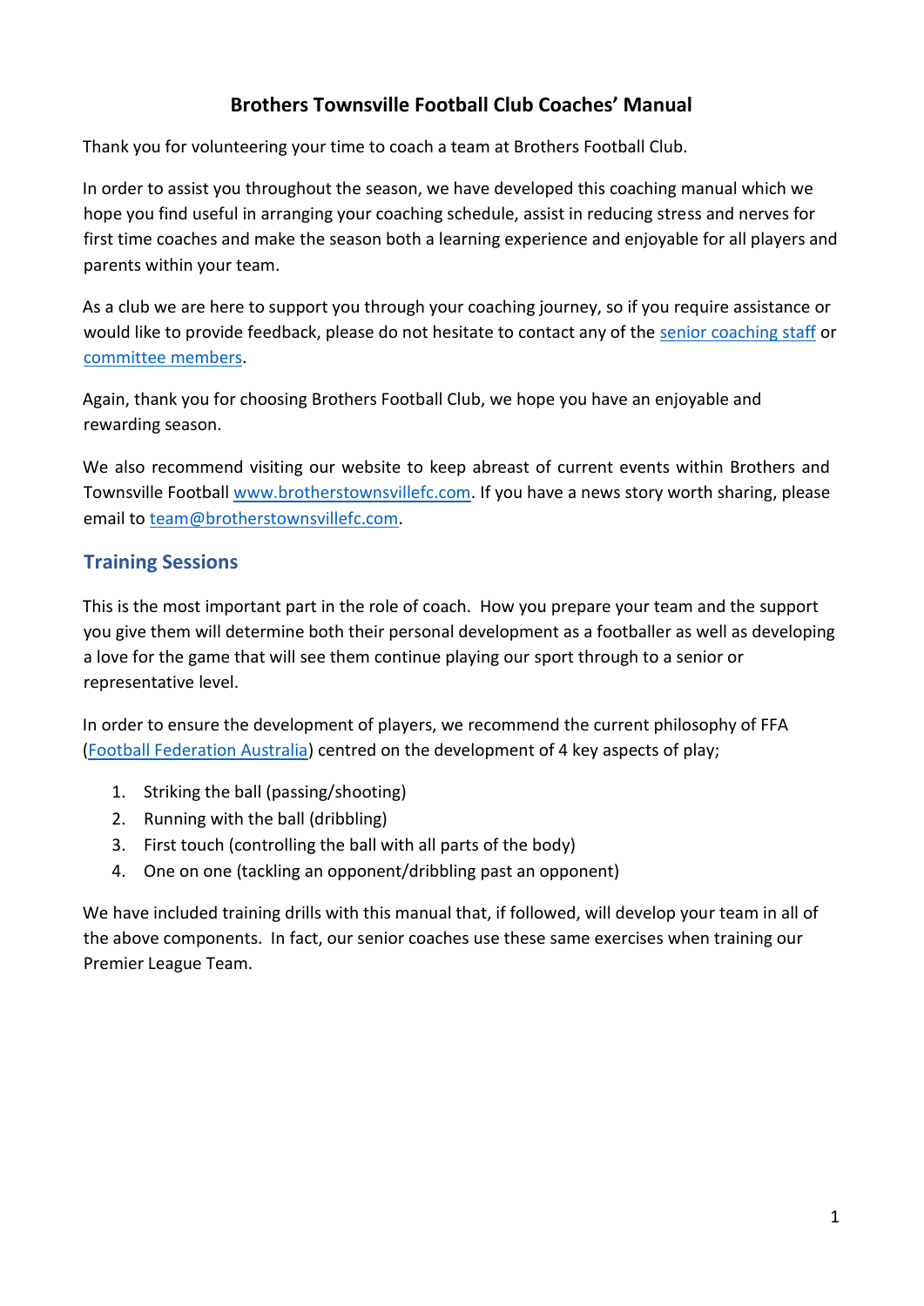# Brothers Townsville Football Club Coaches' Manual

Thank you for volunteering your time to coach a team at Brothers Football Club.

In order to assist you throughout the season, we have developed this coaching manual which we hope you find useful in arranging your coaching schedule, assist in reducing stress and nerves for first time coaches and make the season both a learning experience and enjoyable for all players and parents within your team.

As a club we are here to support you through your coaching journey, so if you require assistance or would like to provide feedback, please do not hesitate to contact any of the senior coaching staff or committee members.

Again, thank you for choosing Brothers Football Club, we hope you have an enjoyable and rewarding season.

We also recommend visiting our website to keep abreast of current events within Brothers and Townsville Football www.brotherstownsvillefc.com. If you have a news story worth sharing, please email to team@brotherstownsvillefc.com.

## Training Sessions

This is the most important part in the role of coach. How you prepare your team and the support you give them will determine both their personal development as a footballer as well as developing a love for the game that will see them continue playing our sport through to a senior or representative level.

In order to ensure the development of players, we recommend the current philosophy of FFA (Football Federation Australia) centred on the development of 4 key aspects of play;

1. Striking the ball (passing/shooting)
2. Running with the ball (dribbling)
3. First touch (controlling the ball with all parts of the body)
4. One on one (tackling an opponent/dribbling past an opponent)

We have included training drills with this manual that, if followed, will develop your team in all of the above components. In fact, our senior coaches use these same exercises when training our Premier League Team.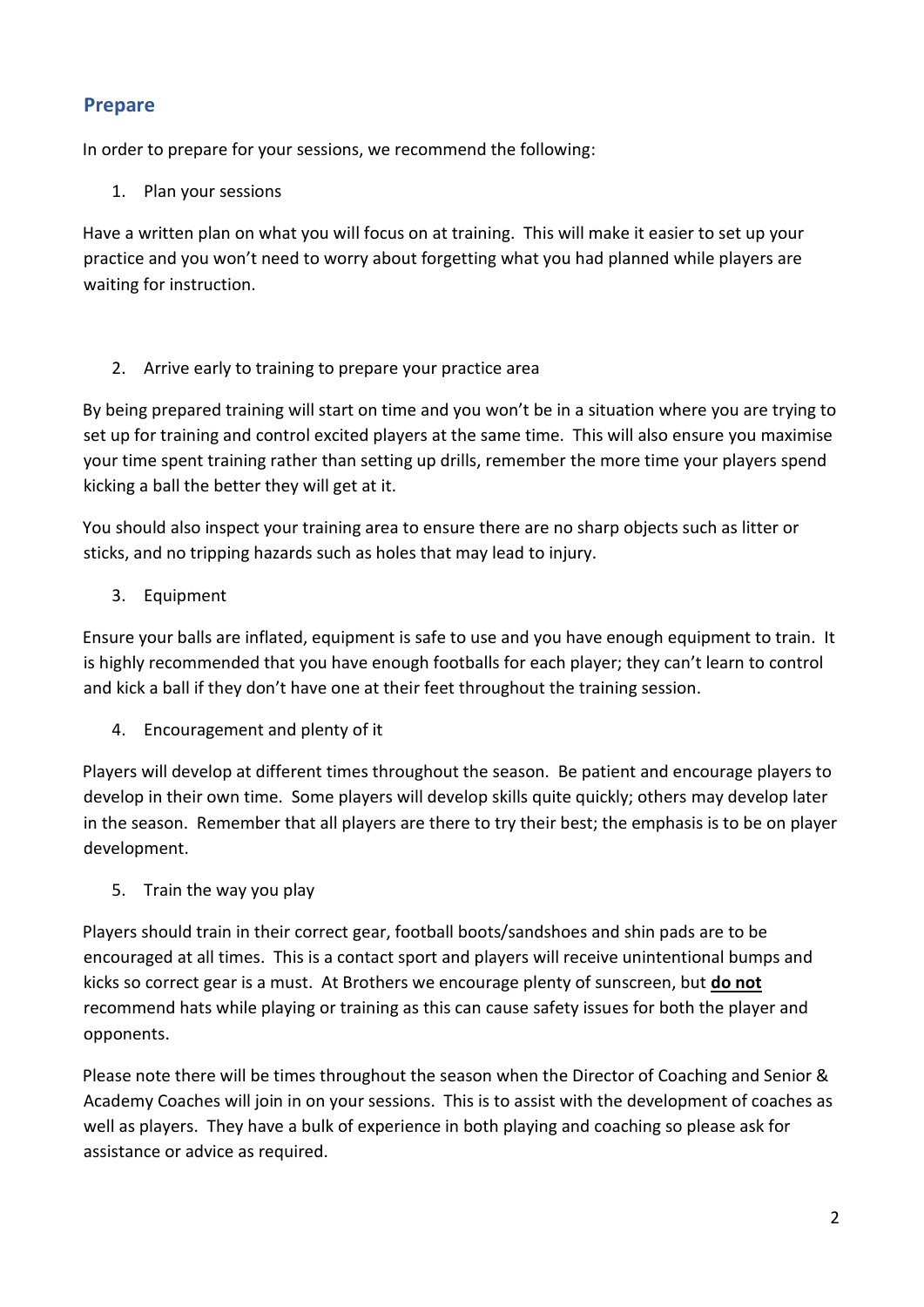## Prepare

In order to prepare for your sessions, we recommend the following:

1. Plan your sessions

Have a written plan on what you will focus on at training. This will make it easier to set up your practice and you won't need to worry about forgetting what you had planned while players are waiting for instruction.

2. Arrive early to training to prepare your practice area

By being prepared training will start on time and you won't be in a situation where you are trying to set up for training and control excited players at the same time. This will also ensure you maximise your time spent training rather than setting up drills, remember the more time your players spend kicking a ball the better they will get at it.

You should also inspect your training area to ensure there are no sharp objects such as litter or sticks, and no tripping hazards such as holes that may lead to injury.

3. Equipment

Ensure your balls are inflated, equipment is safe to use and you have enough equipment to train. It is highly recommended that you have enough footballs for each player; they can't learn to control and kick a ball if they don't have one at their feet throughout the training session.

4. Encouragement and plenty of it

Players will develop at different times throughout the season. Be patient and encourage players to develop in their own time. Some players will develop skills quite quickly; others may develop later in the season. Remember that all players are there to try their best; the emphasis is to be on player development.

5. Train the way you play

Players should train in their correct gear, football boots/sandshoes and shin pads are to be encouraged at all times. This is a contact sport and players will receive unintentional bumps and kicks so correct gear is a must. At Brothers we encourage plenty of sunscreen, but <u>**do not**</u> recommend hats while playing or training as this can cause safety issues for both the player and opponents.

Please note there will be times throughout the season when the Director of Coaching and Senior & Academy Coaches will join in on your sessions. This is to assist with the development of coaches as well as players. They have a bulk of experience in both playing and coaching so please ask for assistance or advice as required.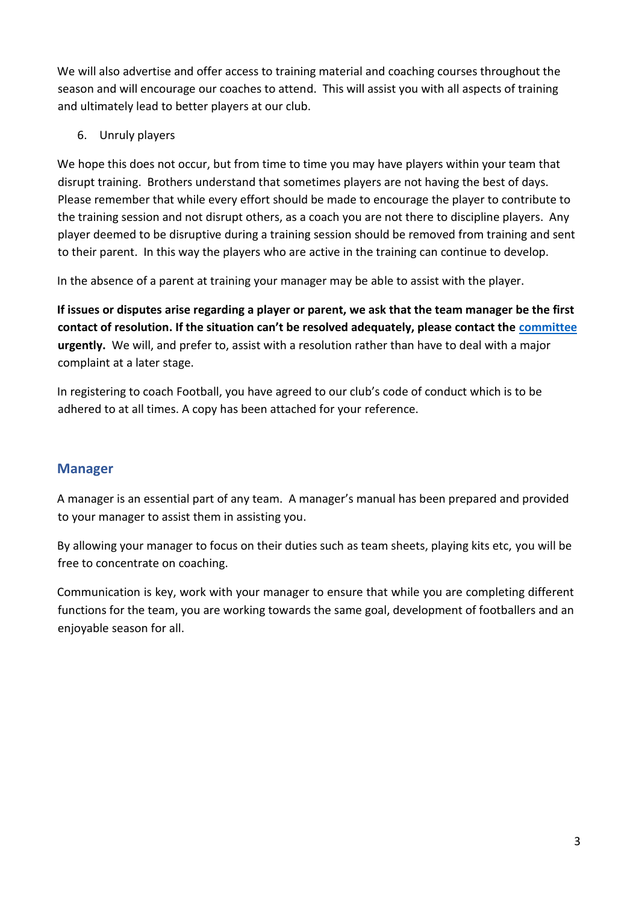We will also advertise and offer access to training material and coaching courses throughout the season and will encourage our coaches to attend. This will assist you with all aspects of training and ultimately lead to better players at our club.

6. Unruly players

We hope this does not occur, but from time to time you may have players within your team that disrupt training. Brothers understand that sometimes players are not having the best of days. Please remember that while every effort should be made to encourage the player to contribute to the training session and not disrupt others, as a coach you are not there to discipline players. Any player deemed to be disruptive during a training session should be removed from training and sent to their parent. In this way the players who are active in the training can continue to develop.

In the absence of a parent at training your manager may be able to assist with the player.

**If issues or disputes arise regarding a player or parent, we ask that the team manager be the first contact of resolution. If the situation can't be resolved adequately, please contact the committee urgently.** We will, and prefer to, assist with a resolution rather than have to deal with a major complaint at a later stage.

In registering to coach Football, you have agreed to our club's code of conduct which is to be adhered to at all times. A copy has been attached for your reference.

## Manager

A manager is an essential part of any team. A manager's manual has been prepared and provided to your manager to assist them in assisting you.

By allowing your manager to focus on their duties such as team sheets, playing kits etc, you will be free to concentrate on coaching.

Communication is key, work with your manager to ensure that while you are completing different functions for the team, you are working towards the same goal, development of footballers and an enjoyable season for all.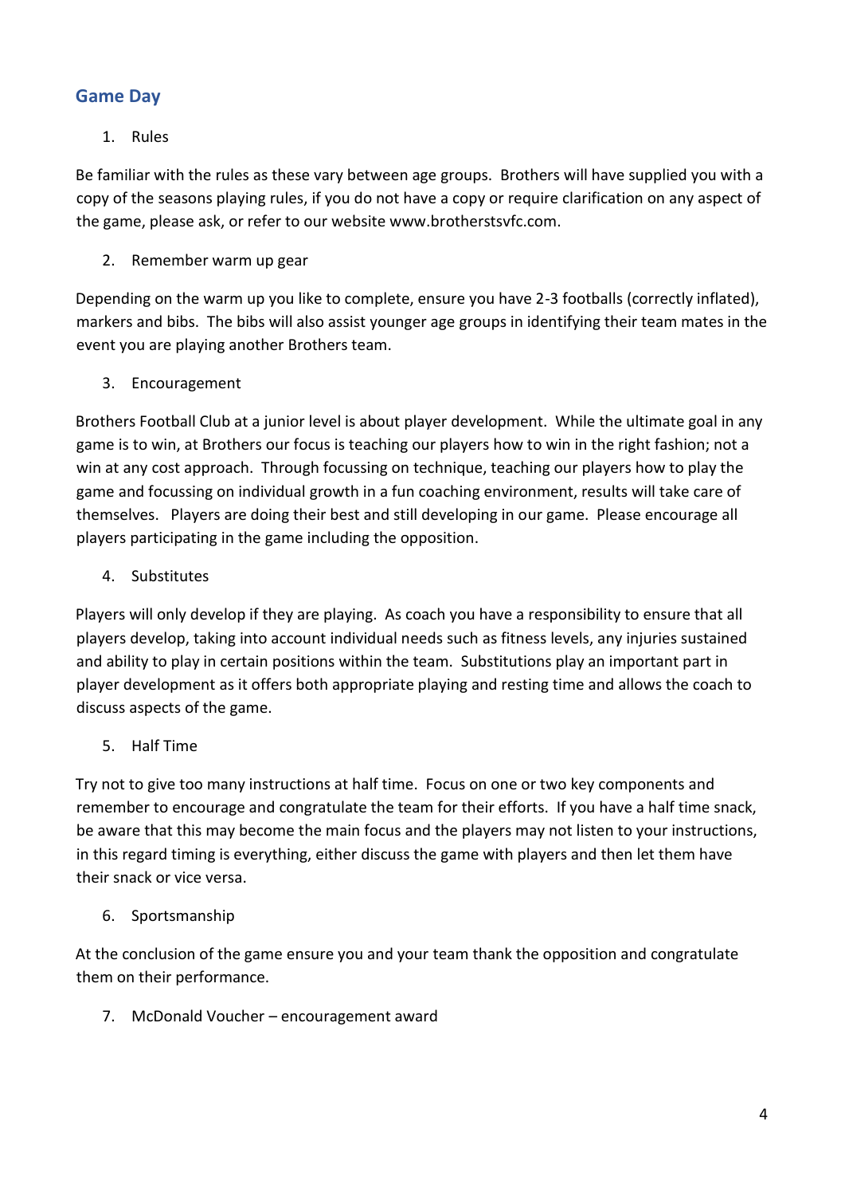## Game Day

1. Rules

Be familiar with the rules as these vary between age groups. Brothers will have supplied you with a copy of the seasons playing rules, if you do not have a copy or require clarification on any aspect of the game, please ask, or refer to our website www.brotherstsvfc.com.

2. Remember warm up gear

Depending on the warm up you like to complete, ensure you have 2-3 footballs (correctly inflated), markers and bibs. The bibs will also assist younger age groups in identifying their team mates in the event you are playing another Brothers team.

3. Encouragement

Brothers Football Club at a junior level is about player development. While the ultimate goal in any game is to win, at Brothers our focus is teaching our players how to win in the right fashion; not a win at any cost approach. Through focussing on technique, teaching our players how to play the game and focussing on individual growth in a fun coaching environment, results will take care of themselves. Players are doing their best and still developing in our game. Please encourage all players participating in the game including the opposition.

4. Substitutes

Players will only develop if they are playing. As coach you have a responsibility to ensure that all players develop, taking into account individual needs such as fitness levels, any injuries sustained and ability to play in certain positions within the team. Substitutions play an important part in player development as it offers both appropriate playing and resting time and allows the coach to discuss aspects of the game.

5. Half Time

Try not to give too many instructions at half time. Focus on one or two key components and remember to encourage and congratulate the team for their efforts. If you have a half time snack, be aware that this may become the main focus and the players may not listen to your instructions, in this regard timing is everything, either discuss the game with players and then let them have their snack or vice versa.

6. Sportsmanship

At the conclusion of the game ensure you and your team thank the opposition and congratulate them on their performance.

7. McDonald Voucher – encouragement award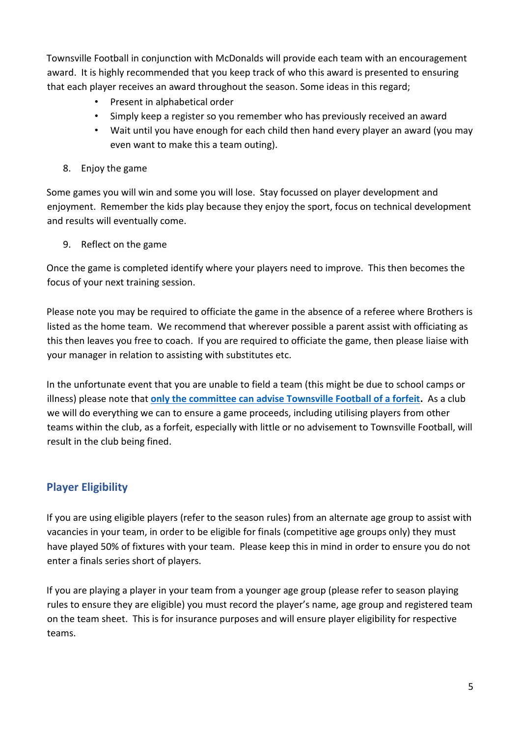Townsville Football in conjunction with McDonalds will provide each team with an encouragement award. It is highly recommended that you keep track of who this award is presented to ensuring that each player receives an award throughout the season. Some ideas in this regard;

- Present in alphabetical order
- Simply keep a register so you remember who has previously received an award
- Wait until you have enough for each child then hand every player an award (you may even want to make this a team outing).

8. Enjoy the game

Some games you will win and some you will lose. Stay focussed on player development and enjoyment. Remember the kids play because they enjoy the sport, focus on technical development and results will eventually come.

9. Reflect on the game

Once the game is completed identify where your players need to improve. This then becomes the focus of your next training session.

Please note you may be required to officiate the game in the absence of a referee where Brothers is listed as the home team. We recommend that wherever possible a parent assist with officiating as this then leaves you free to coach. If you are required to officiate the game, then please liaise with your manager in relation to assisting with substitutes etc.

In the unfortunate event that you are unable to field a team (this might be due to school camps or illness) please note that **only the committee can advise Townsville Football of a forfeit.** As a club we will do everything we can to ensure a game proceeds, including utilising players from other teams within the club, as a forfeit, especially with little or no advisement to Townsville Football, will result in the club being fined.

## Player Eligibility

If you are using eligible players (refer to the season rules) from an alternate age group to assist with vacancies in your team, in order to be eligible for finals (competitive age groups only) they must have played 50% of fixtures with your team. Please keep this in mind in order to ensure you do not enter a finals series short of players.

If you are playing a player in your team from a younger age group (please refer to season playing rules to ensure they are eligible) you must record the player's name, age group and registered team on the team sheet. This is for insurance purposes and will ensure player eligibility for respective teams.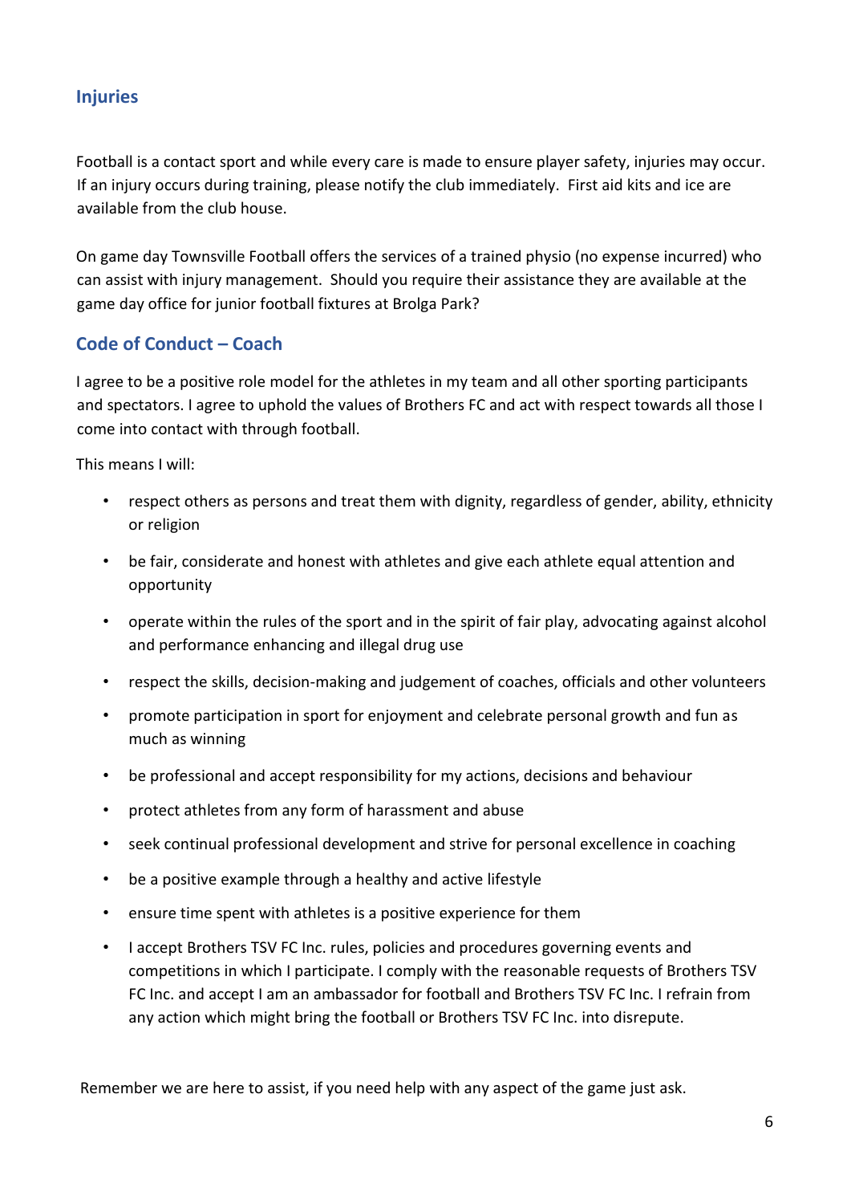## Injuries

Football is a contact sport and while every care is made to ensure player safety, injuries may occur. If an injury occurs during training, please notify the club immediately. First aid kits and ice are available from the club house.

On game day Townsville Football offers the services of a trained physio (no expense incurred) who can assist with injury management. Should you require their assistance they are available at the game day office for junior football fixtures at Brolga Park?

## Code of Conduct – Coach

I agree to be a positive role model for the athletes in my team and all other sporting participants and spectators. I agree to uphold the values of Brothers FC and act with respect towards all those I come into contact with through football.

This means I will:

- respect others as persons and treat them with dignity, regardless of gender, ability, ethnicity or religion
- be fair, considerate and honest with athletes and give each athlete equal attention and opportunity
- operate within the rules of the sport and in the spirit of fair play, advocating against alcohol and performance enhancing and illegal drug use
- respect the skills, decision-making and judgement of coaches, officials and other volunteers
- promote participation in sport for enjoyment and celebrate personal growth and fun as much as winning
- be professional and accept responsibility for my actions, decisions and behaviour
- protect athletes from any form of harassment and abuse
- seek continual professional development and strive for personal excellence in coaching
- be a positive example through a healthy and active lifestyle
- ensure time spent with athletes is a positive experience for them
- I accept Brothers TSV FC Inc. rules, policies and procedures governing events and competitions in which I participate. I comply with the reasonable requests of Brothers TSV FC Inc. and accept I am an ambassador for football and Brothers TSV FC Inc. I refrain from any action which might bring the football or Brothers TSV FC Inc. into disrepute.

Remember we are here to assist, if you need help with any aspect of the game just ask.